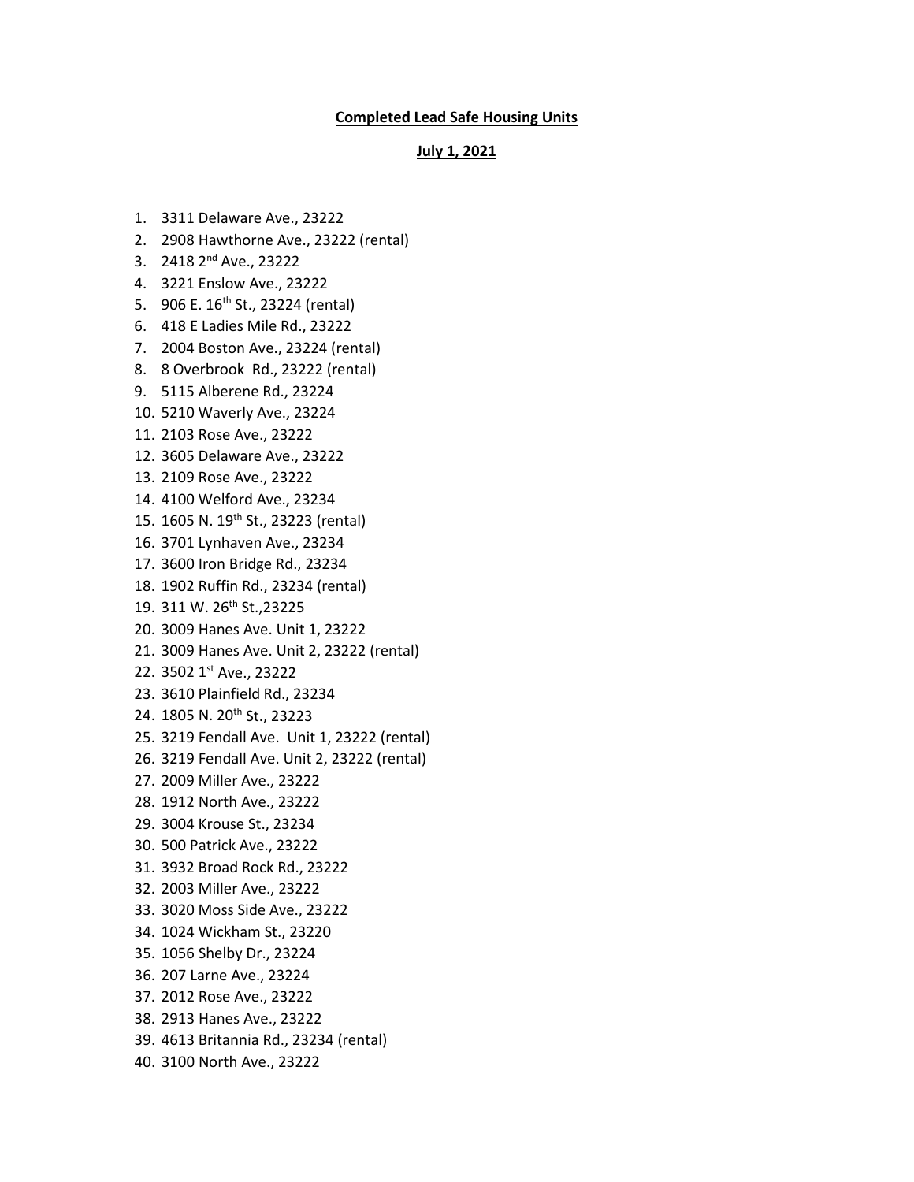**Completed Lead Safe Housing Units**

**July 1, 2021**

1. 3311 Delaware Ave., 23222
2. 2908 Hawthorne Ave., 23222 (rental)
3. 2418 2nd Ave., 23222
4. 3221 Enslow Ave., 23222
5. 906 E. 16th St., 23224 (rental)
6. 418 E Ladies Mile Rd., 23222
7. 2004 Boston Ave., 23224 (rental)
8. 8 Overbrook Rd., 23222 (rental)
9. 5115 Alberene Rd., 23224
10. 5210 Waverly Ave., 23224
11. 2103 Rose Ave., 23222
12. 3605 Delaware Ave., 23222
13. 2109 Rose Ave., 23222
14. 4100 Welford Ave., 23234
15. 1605 N. 19th St., 23223 (rental)
16. 3701 Lynhaven Ave., 23234
17. 3600 Iron Bridge Rd., 23234
18. 1902 Ruffin Rd., 23234 (rental)
19. 311 W. 26th St.,23225
20. 3009 Hanes Ave. Unit 1, 23222
21. 3009 Hanes Ave. Unit 2, 23222 (rental)
22. 3502 1st Ave., 23222
23. 3610 Plainfield Rd., 23234
24. 1805 N. 20th St., 23223
25. 3219 Fendall Ave. Unit 1, 23222 (rental)
26. 3219 Fendall Ave. Unit 2, 23222 (rental)
27. 2009 Miller Ave., 23222
28. 1912 North Ave., 23222
29. 3004 Krouse St., 23234
30. 500 Patrick Ave., 23222
31. 3932 Broad Rock Rd., 23222
32. 2003 Miller Ave., 23222
33. 3020 Moss Side Ave., 23222
34. 1024 Wickham St., 23220
35. 1056 Shelby Dr., 23224
36. 207 Larne Ave., 23224
37. 2012 Rose Ave., 23222
38. 2913 Hanes Ave., 23222
39. 4613 Britannia Rd., 23234 (rental)
40. 3100 North Ave., 23222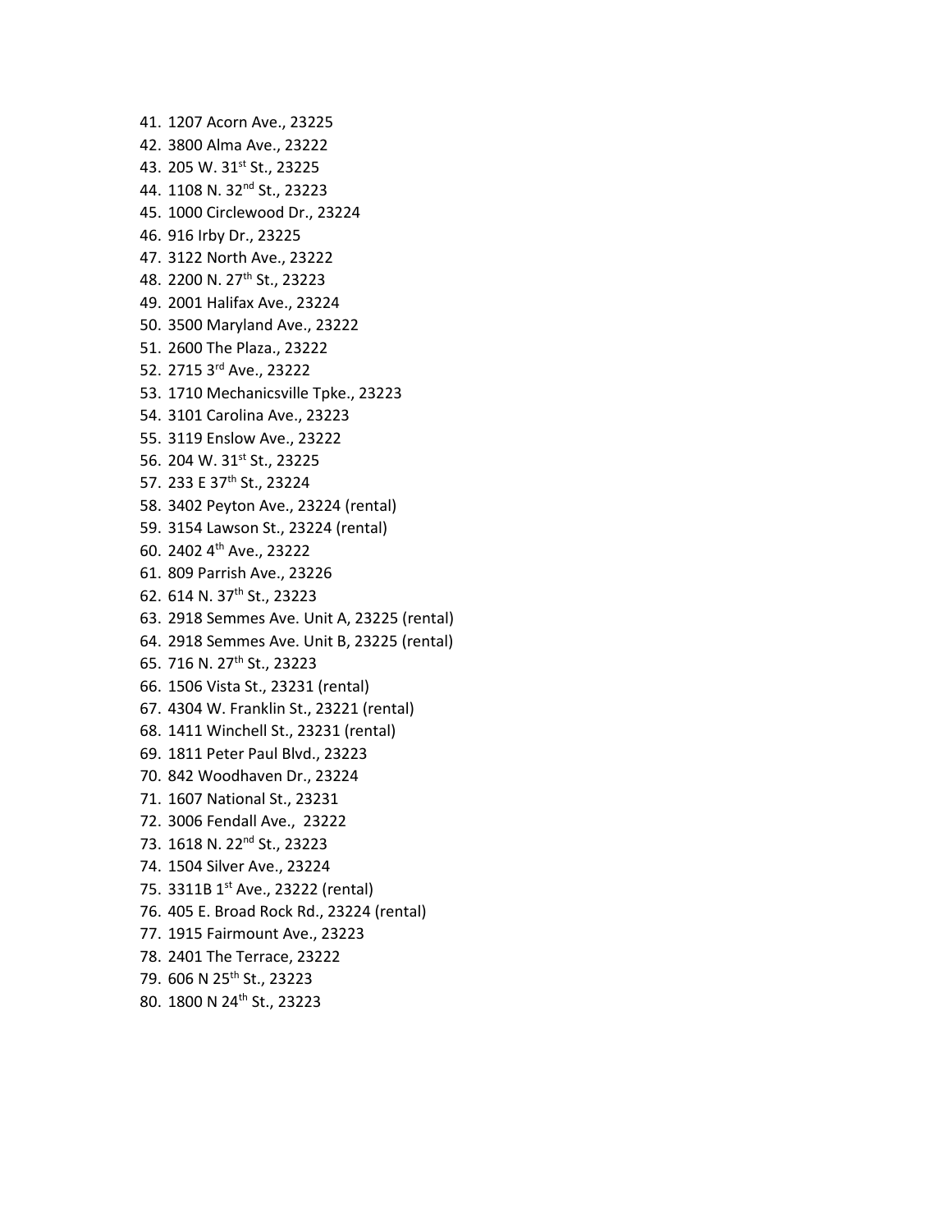41. 1207 Acorn Ave., 23225
42. 3800 Alma Ave., 23222
43. 205 W. 31st St., 23225
44. 1108 N. 32nd St., 23223
45. 1000 Circlewood Dr., 23224
46. 916 Irby Dr., 23225
47. 3122 North Ave., 23222
48. 2200 N. 27th St., 23223
49. 2001 Halifax Ave., 23224
50. 3500 Maryland Ave., 23222
51. 2600 The Plaza., 23222
52. 2715 3rd Ave., 23222
53. 1710 Mechanicsville Tpke., 23223
54. 3101 Carolina Ave., 23223
55. 3119 Enslow Ave., 23222
56. 204 W. 31st St., 23225
57. 233 E 37th St., 23224
58. 3402 Peyton Ave., 23224 (rental)
59. 3154 Lawson St., 23224 (rental)
60. 2402 4th Ave., 23222
61. 809 Parrish Ave., 23226
62. 614 N. 37th St., 23223
63. 2918 Semmes Ave. Unit A, 23225 (rental)
64. 2918 Semmes Ave. Unit B, 23225 (rental)
65. 716 N. 27th St., 23223
66. 1506 Vista St., 23231 (rental)
67. 4304 W. Franklin St., 23221 (rental)
68. 1411 Winchell St., 23231 (rental)
69. 1811 Peter Paul Blvd., 23223
70. 842 Woodhaven Dr., 23224
71. 1607 National St., 23231
72. 3006 Fendall Ave., 23222
73. 1618 N. 22nd St., 23223
74. 1504 Silver Ave., 23224
75. 3311B 1st Ave., 23222 (rental)
76. 405 E. Broad Rock Rd., 23224 (rental)
77. 1915 Fairmount Ave., 23223
78. 2401 The Terrace, 23222
79. 606 N 25th St., 23223
80. 1800 N 24th St., 23223